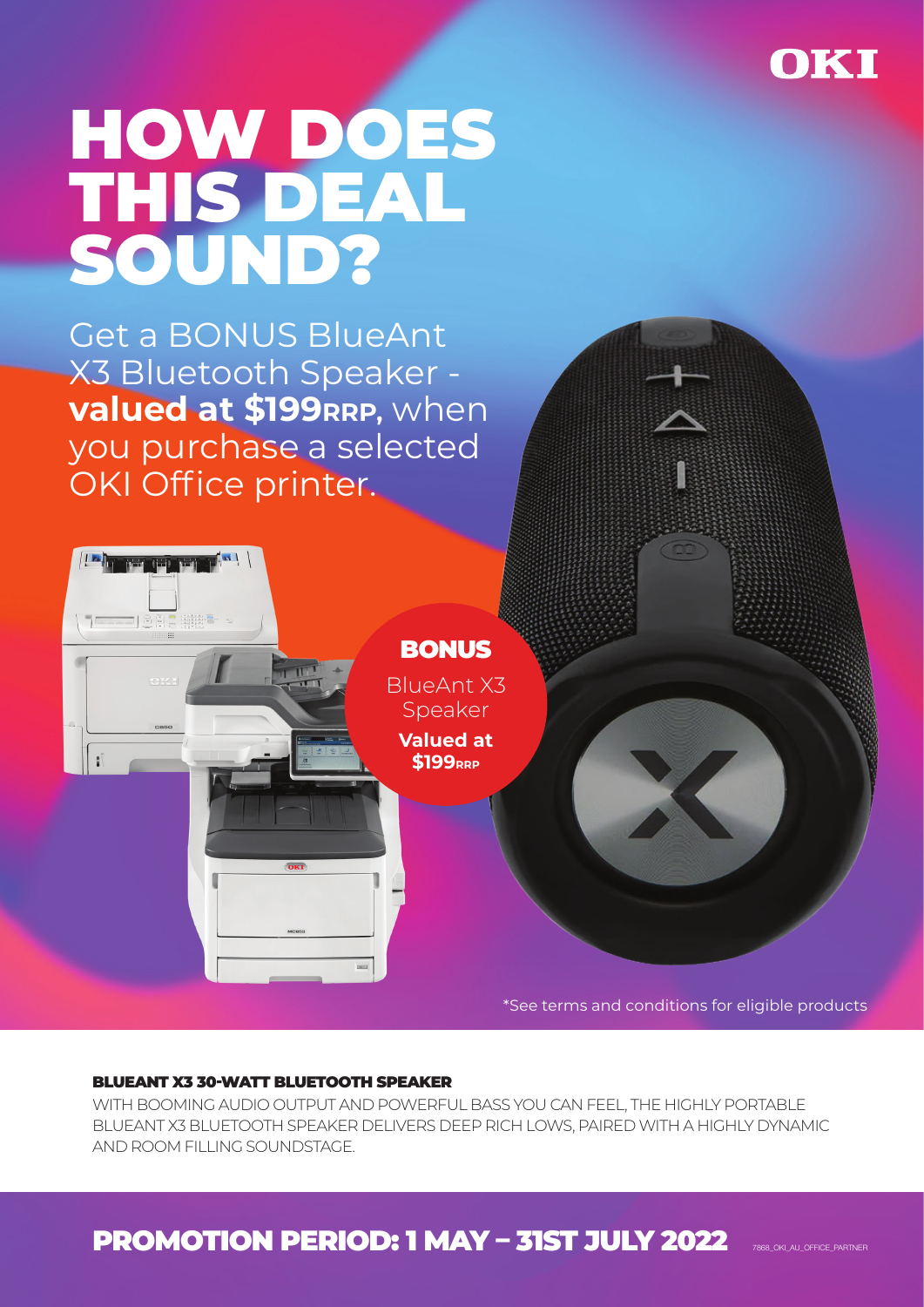OKI

# HOW DOES THIS DEAL SOUND?

Get a BONUS BlueAnt X3 Bluetooth Speaker - **valued at $199RRP,** when you purchase a selected OKI Office printer.

**BONUS**

BlueAnt X3 Speaker

**Valued at $199RRP**

*See terms and conditions for eligible products

**BLUEANT X3 30-WATT BLUETOOTH SPEAKER**

WITH BOOMING AUDIO OUTPUT AND POWERFUL BASS YOU CAN FEEL, THE HIGHLY PORTABLE BLUEANT X3 BLUETOOTH SPEAKER DELIVERS DEEP RICH LOWS, PAIRED WITH A HIGHLY DYNAMIC AND ROOM FILLING SOUNDSTAGE.

## PROMOTION PERIOD: 1 MAY – 31ST JULY 2022

7868_OKI_AU_OFFICE_PARTNER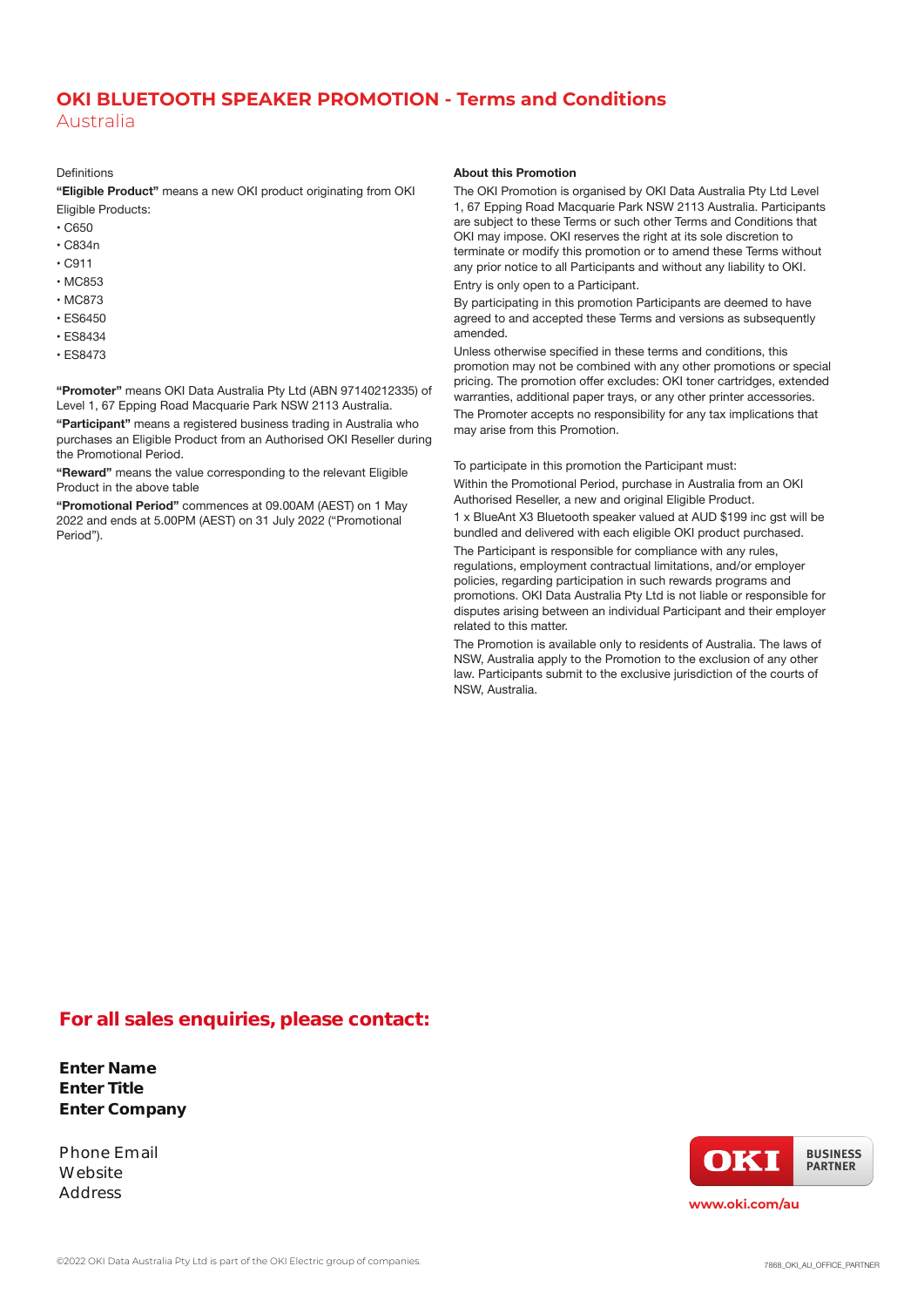# OKI BLUETOOTH SPEAKER PROMOTION - Terms and Conditions

## Australia

Definitions

**"Eligible Product"** means a new OKI product originating from OKI

Eligible Products:

- C650
- C834n
- C911
- MC853
- MC873
- ES6450
- ES8434
- ES8473

**"Promoter"** means OKI Data Australia Pty Ltd (ABN 97140212335) of Level 1, 67 Epping Road Macquarie Park NSW 2113 Australia.

**"Participant"** means a registered business trading in Australia who purchases an Eligible Product from an Authorised OKI Reseller during the Promotional Period.

**"Reward"** means the value corresponding to the relevant Eligible Product in the above table

**"Promotional Period"** commences at 09.00AM (AEST) on 1 May 2022 and ends at 5.00PM (AEST) on 31 July 2022 ("Promotional Period").

**About this Promotion**

The OKI Promotion is organised by OKI Data Australia Pty Ltd Level 1, 67 Epping Road Macquarie Park NSW 2113 Australia. Participants are subject to these Terms or such other Terms and Conditions that OKI may impose. OKI reserves the right at its sole discretion to terminate or modify this promotion or to amend these Terms without any prior notice to all Participants and without any liability to OKI.

Entry is only open to a Participant.

By participating in this promotion Participants are deemed to have agreed to and accepted these Terms and versions as subsequently amended.

Unless otherwise specified in these terms and conditions, this promotion may not be combined with any other promotions or special pricing. The promotion offer excludes: OKI toner cartridges, extended warranties, additional paper trays, or any other printer accessories.

The Promoter accepts no responsibility for any tax implications that may arise from this Promotion.

To participate in this promotion the Participant must:

Within the Promotional Period, purchase in Australia from an OKI Authorised Reseller, a new and original Eligible Product.

1 x BlueAnt X3 Bluetooth speaker valued at AUD $199 inc gst will be bundled and delivered with each eligible OKI product purchased.

The Participant is responsible for compliance with any rules, regulations, employment contractual limitations, and/or employer policies, regarding participation in such rewards programs and promotions. OKI Data Australia Pty Ltd is not liable or responsible for disputes arising between an individual Participant and their employer related to this matter.

The Promotion is available only to residents of Australia. The laws of NSW, Australia apply to the Promotion to the exclusion of any other law. Participants submit to the exclusive jurisdiction of the courts of NSW, Australia.

## For all sales enquiries, please contact:

**Enter Name**
**Enter Title**
**Enter Company**

Phone Email
Website
Address

OKI BUSINESS PARTNER

www.oki.com/au

©2022 OKI Data Australia Pty Ltd is part of the OKI Electric group of companies.

7868_OKI_AU_OFFICE_PARTNER